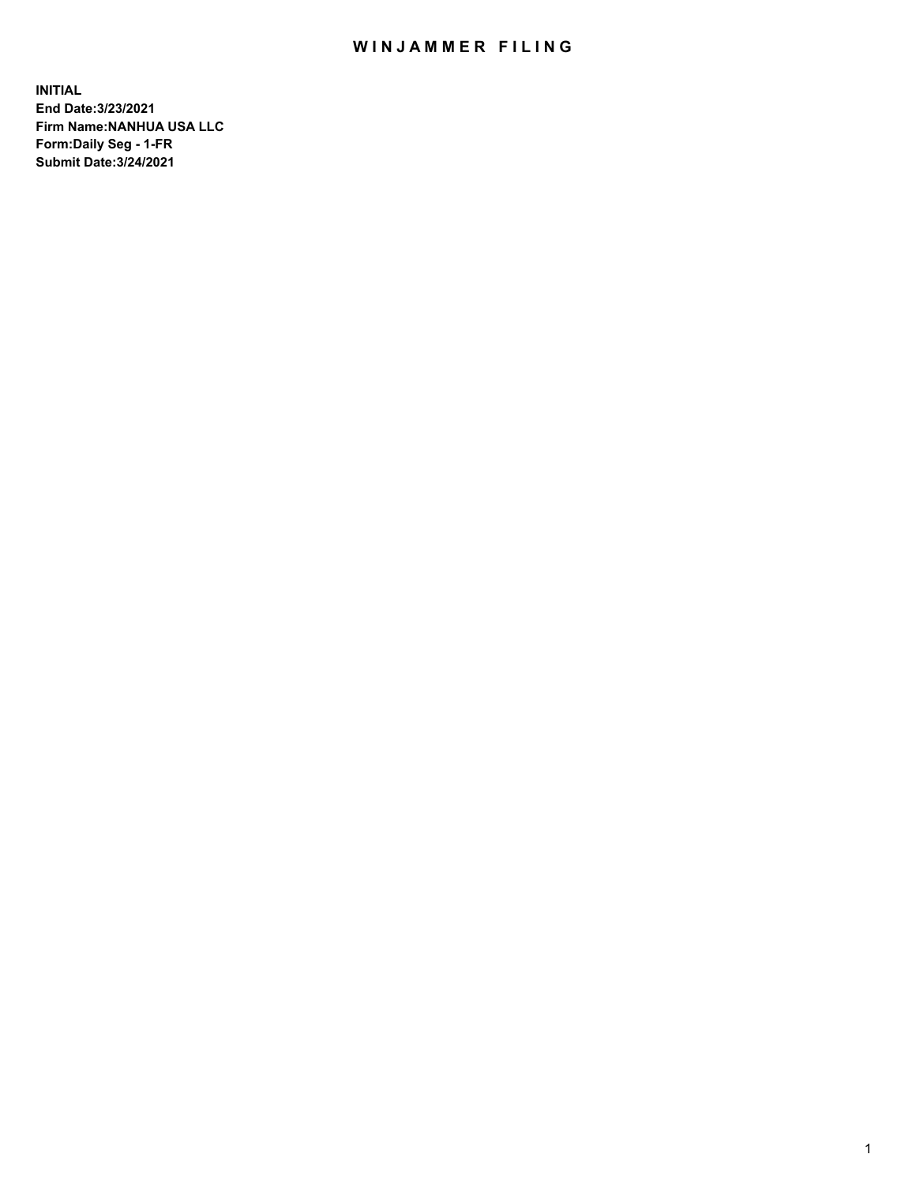# WINJAMMER FILING

**INITIAL**
**End Date:3/23/2021**
**Firm Name:NANHUA USA LLC**
**Form:Daily Seg - 1-FR**
**Submit Date:3/24/2021**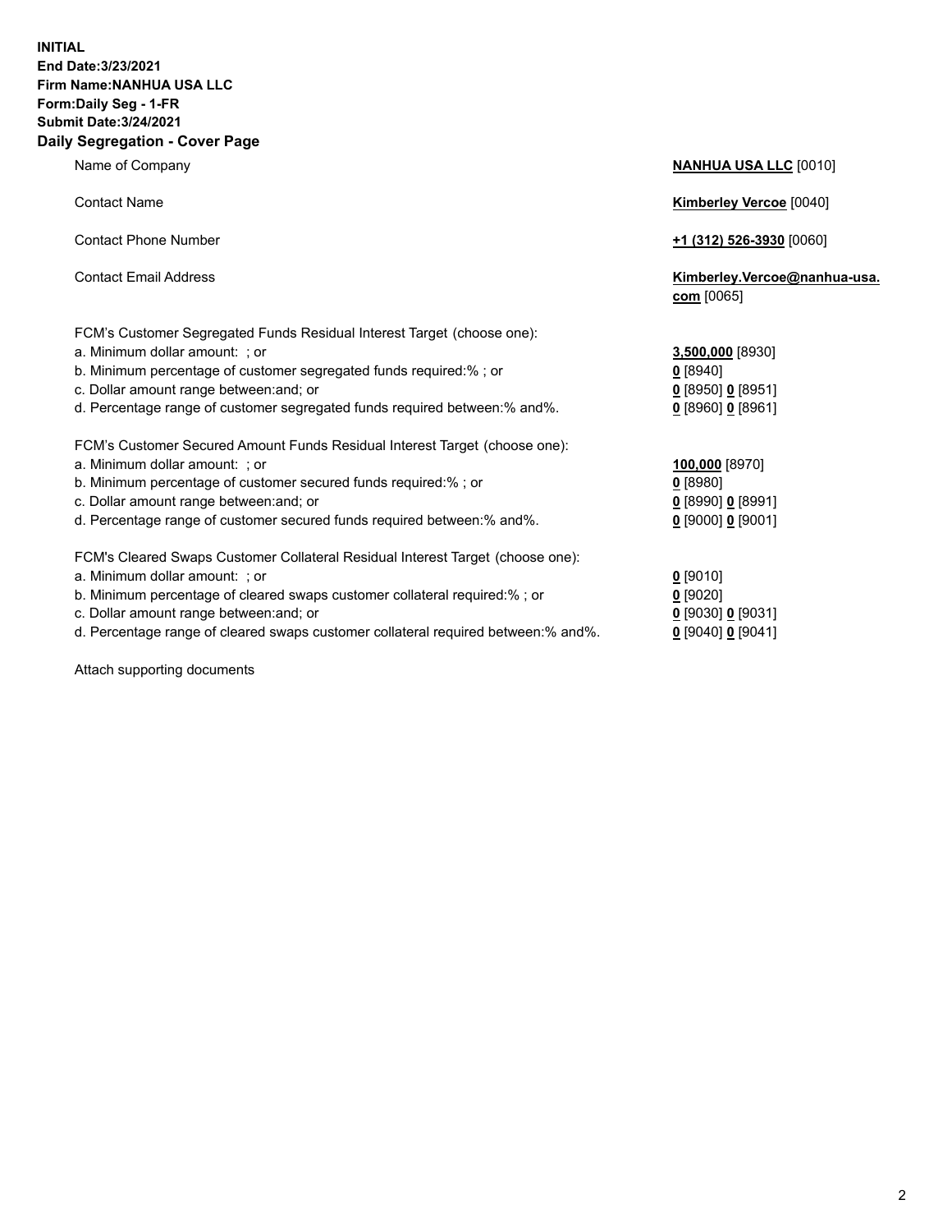**INITIAL**
**End Date:3/23/2021**
**Firm Name:NANHUA USA LLC**
**Form:Daily Seg - 1-FR**
**Submit Date:3/24/2021**

**Daily Segregation - Cover Page**

| | |
|---|---|
| Name of Company | **NANHUA USA LLC** [0010] |
| Contact Name | **Kimberley Vercoe** [0040] |
| Contact Phone Number | **+1 (312) 526-3930** [0060] |
| Contact Email Address | **Kimberley.Vercoe@nanhua-usa.com** [0065] |
| FCM's Customer Segregated Funds Residual Interest Target (choose one): | |
| a. Minimum dollar amount: ; or | **3,500,000** [8930] |
| b. Minimum percentage of customer segregated funds required:% ; or | **0** [8940] |
| c. Dollar amount range between:and; or | **0** [8950] **0** [8951] |
| d. Percentage range of customer segregated funds required between:% and%. | **0** [8960] **0** [8961] |
| FCM's Customer Secured Amount Funds Residual Interest Target (choose one): | |
| a. Minimum dollar amount: ; or | **100,000** [8970] |
| b. Minimum percentage of customer secured funds required:% ; or | **0** [8980] |
| c. Dollar amount range between:and; or | **0** [8990] **0** [8991] |
| d. Percentage range of customer secured funds required between:% and%. | **0** [9000] **0** [9001] |
| FCM's Cleared Swaps Customer Collateral Residual Interest Target (choose one): | |
| a. Minimum dollar amount: ; or | **0** [9010] |
| b. Minimum percentage of cleared swaps customer collateral required:% ; or | **0** [9020] |
| c. Dollar amount range between:and; or | **0** [9030] **0** [9031] |
| d. Percentage range of cleared swaps customer collateral required between:% and%. | **0** [9040] **0** [9041] |

Attach supporting documents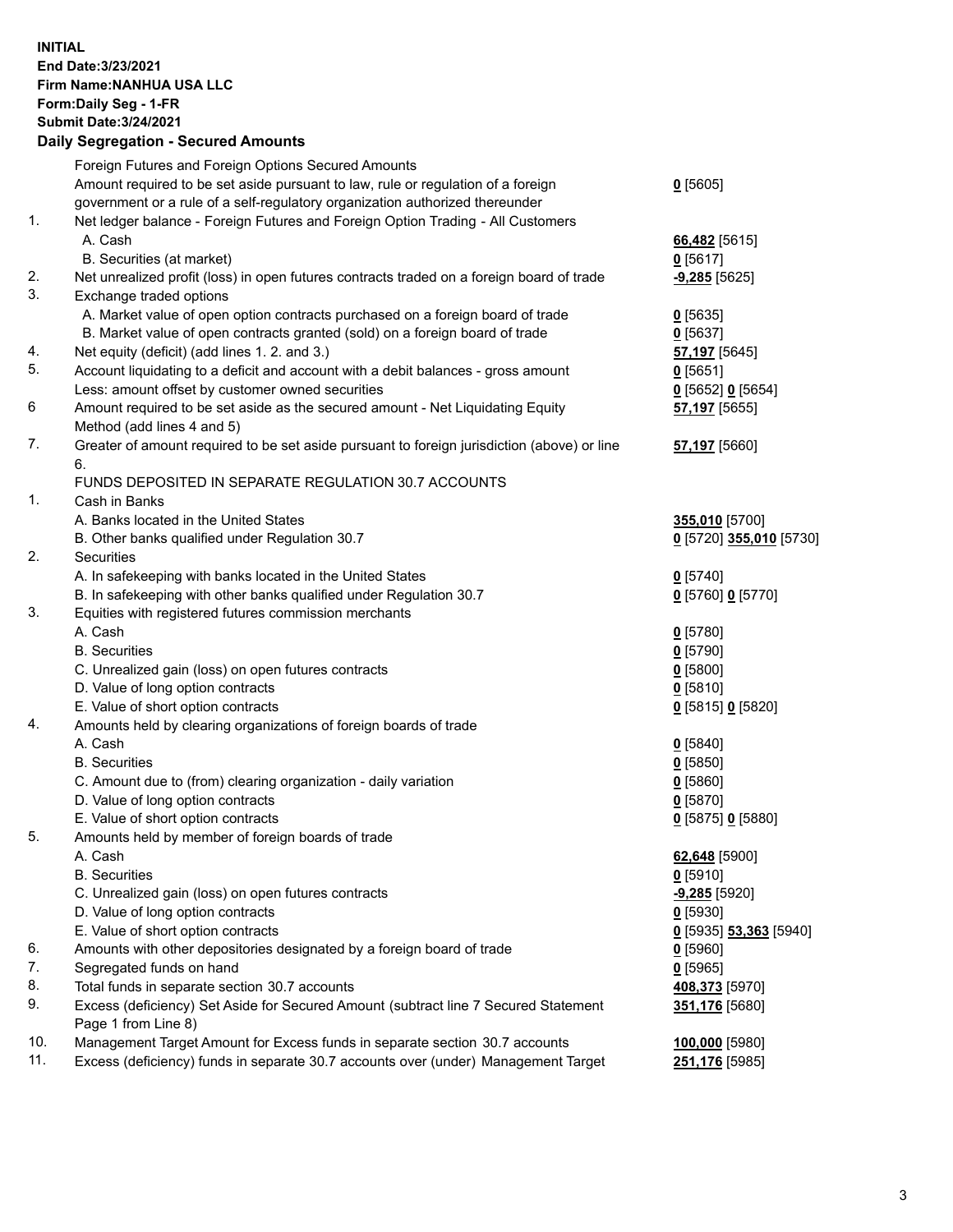**INITIAL**
**End Date:3/23/2021**
**Firm Name:NANHUA USA LLC**
**Form:Daily Seg - 1-FR**
**Submit Date:3/24/2021**

## Daily Segregation - Secured Amounts

| | | |
|---|---|---|
| | Foreign Futures and Foreign Options Secured Amounts | |
| | Amount required to be set aside pursuant to law, rule or regulation of a foreign government or a rule of a self-regulatory organization authorized thereunder | **0** [5605] |
| 1. | Net ledger balance - Foreign Futures and Foreign Option Trading - All Customers | |
| | A. Cash | **66,482** [5615] |
| | B. Securities (at market) | **0** [5617] |
| 2. | Net unrealized profit (loss) in open futures contracts traded on a foreign board of trade | **-9,285** [5625] |
| 3. | Exchange traded options | |
| | A. Market value of open option contracts purchased on a foreign board of trade | **0** [5635] |
| | B. Market value of open contracts granted (sold) on a foreign board of trade | **0** [5637] |
| 4. | Net equity (deficit) (add lines 1. 2. and 3.) | **57,197** [5645] |
| 5. | Account liquidating to a deficit and account with a debit balances - gross amount | **0** [5651] |
| | Less: amount offset by customer owned securities | **0** [5652] **0** [5654] |
| 6 | Amount required to be set aside as the secured amount - Net Liquidating Equity Method (add lines 4 and 5) | **57,197** [5655] |
| 7. | Greater of amount required to be set aside pursuant to foreign jurisdiction (above) or line 6. | **57,197** [5660] |
| | FUNDS DEPOSITED IN SEPARATE REGULATION 30.7 ACCOUNTS | |
| 1. | Cash in Banks | |
| | A. Banks located in the United States | **355,010** [5700] |
| | B. Other banks qualified under Regulation 30.7 | **0** [5720] **355,010** [5730] |
| 2. | Securities | |
| | A. In safekeeping with banks located in the United States | **0** [5740] |
| | B. In safekeeping with other banks qualified under Regulation 30.7 | **0** [5760] **0** [5770] |
| 3. | Equities with registered futures commission merchants | |
| | A. Cash | **0** [5780] |
| | B. Securities | **0** [5790] |
| | C. Unrealized gain (loss) on open futures contracts | **0** [5800] |
| | D. Value of long option contracts | **0** [5810] |
| | E. Value of short option contracts | **0** [5815] **0** [5820] |
| 4. | Amounts held by clearing organizations of foreign boards of trade | |
| | A. Cash | **0** [5840] |
| | B. Securities | **0** [5850] |
| | C. Amount due to (from) clearing organization - daily variation | **0** [5860] |
| | D. Value of long option contracts | **0** [5870] |
| | E. Value of short option contracts | **0** [5875] **0** [5880] |
| 5. | Amounts held by member of foreign boards of trade | |
| | A. Cash | **62,648** [5900] |
| | B. Securities | **0** [5910] |
| | C. Unrealized gain (loss) on open futures contracts | **-9,285** [5920] |
| | D. Value of long option contracts | **0** [5930] |
| | E. Value of short option contracts | **0** [5935] **53,363** [5940] |
| 6. | Amounts with other depositories designated by a foreign board of trade | **0** [5960] |
| 7. | Segregated funds on hand | **0** [5965] |
| 8. | Total funds in separate section 30.7 accounts | **408,373** [5970] |
| 9. | Excess (deficiency) Set Aside for Secured Amount (subtract line 7 Secured Statement Page 1 from Line 8) | **351,176** [5680] |
| 10. | Management Target Amount for Excess funds in separate section 30.7 accounts | **100,000** [5980] |
| 11. | Excess (deficiency) funds in separate 30.7 accounts over (under) Management Target | **251,176** [5985] |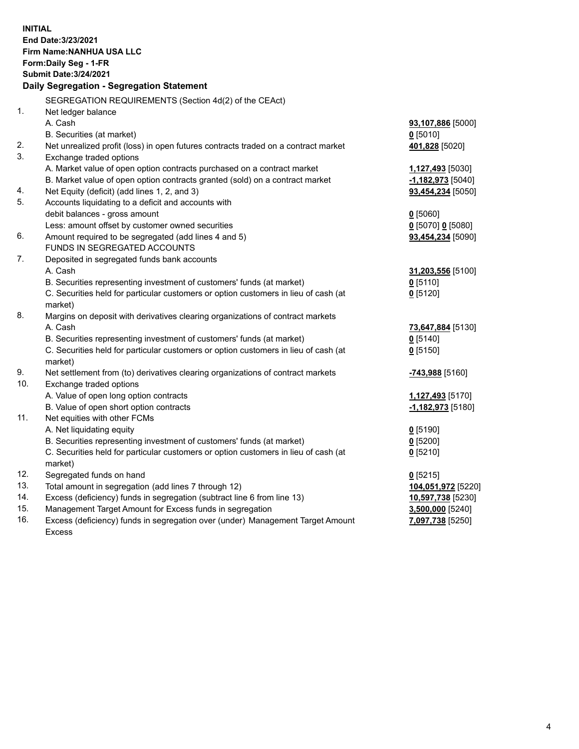**INITIAL**
**End Date:3/23/2021**
**Firm Name:NANHUA USA LLC**
**Form:Daily Seg - 1-FR**
**Submit Date:3/24/2021**

**Daily Segregation - Segregation Statement**

| | | |
|---|---|---|
| | SEGREGATION REQUIREMENTS (Section 4d(2) of the CEAct) | |
| 1. | Net ledger balance | |
| | A. Cash | **93,107,886** [5000] |
| | B. Securities (at market) | **0** [5010] |
| 2. | Net unrealized profit (loss) in open futures contracts traded on a contract market | **401,828** [5020] |
| 3. | Exchange traded options | |
| | A. Market value of open option contracts purchased on a contract market | **1,127,493** [5030] |
| | B. Market value of open option contracts granted (sold) on a contract market | **-1,182,973** [5040] |
| 4. | Net Equity (deficit) (add lines 1, 2, and 3) | **93,454,234** [5050] |
| 5. | Accounts liquidating to a deficit and accounts with debit balances - gross amount | **0** [5060] |
| | Less: amount offset by customer owned securities | **0** [5070] **0** [5080] |
| 6. | Amount required to be segregated (add lines 4 and 5) | **93,454,234** [5090] |
| | FUNDS IN SEGREGATED ACCOUNTS | |
| 7. | Deposited in segregated funds bank accounts | |
| | A. Cash | **31,203,556** [5100] |
| | B. Securities representing investment of customers' funds (at market) | **0** [5110] |
| | C. Securities held for particular customers or option customers in lieu of cash (at market) | **0** [5120] |
| 8. | Margins on deposit with derivatives clearing organizations of contract markets | |
| | A. Cash | **73,647,884** [5130] |
| | B. Securities representing investment of customers' funds (at market) | **0** [5140] |
| | C. Securities held for particular customers or option customers in lieu of cash (at market) | **0** [5150] |
| 9. | Net settlement from (to) derivatives clearing organizations of contract markets | **-743,988** [5160] |
| 10. | Exchange traded options | |
| | A. Value of open long option contracts | **1,127,493** [5170] |
| | B. Value of open short option contracts | **-1,182,973** [5180] |
| 11. | Net equities with other FCMs | |
| | A. Net liquidating equity | **0** [5190] |
| | B. Securities representing investment of customers' funds (at market) | **0** [5200] |
| | C. Securities held for particular customers or option customers in lieu of cash (at market) | **0** [5210] |
| 12. | Segregated funds on hand | **0** [5215] |
| 13. | Total amount in segregation (add lines 7 through 12) | **104,051,972** [5220] |
| 14. | Excess (deficiency) funds in segregation (subtract line 6 from line 13) | **10,597,738** [5230] |
| 15. | Management Target Amount for Excess funds in segregation | **3,500,000** [5240] |
| 16. | Excess (deficiency) funds in segregation over (under) Management Target Amount Excess | **7,097,738** [5250] |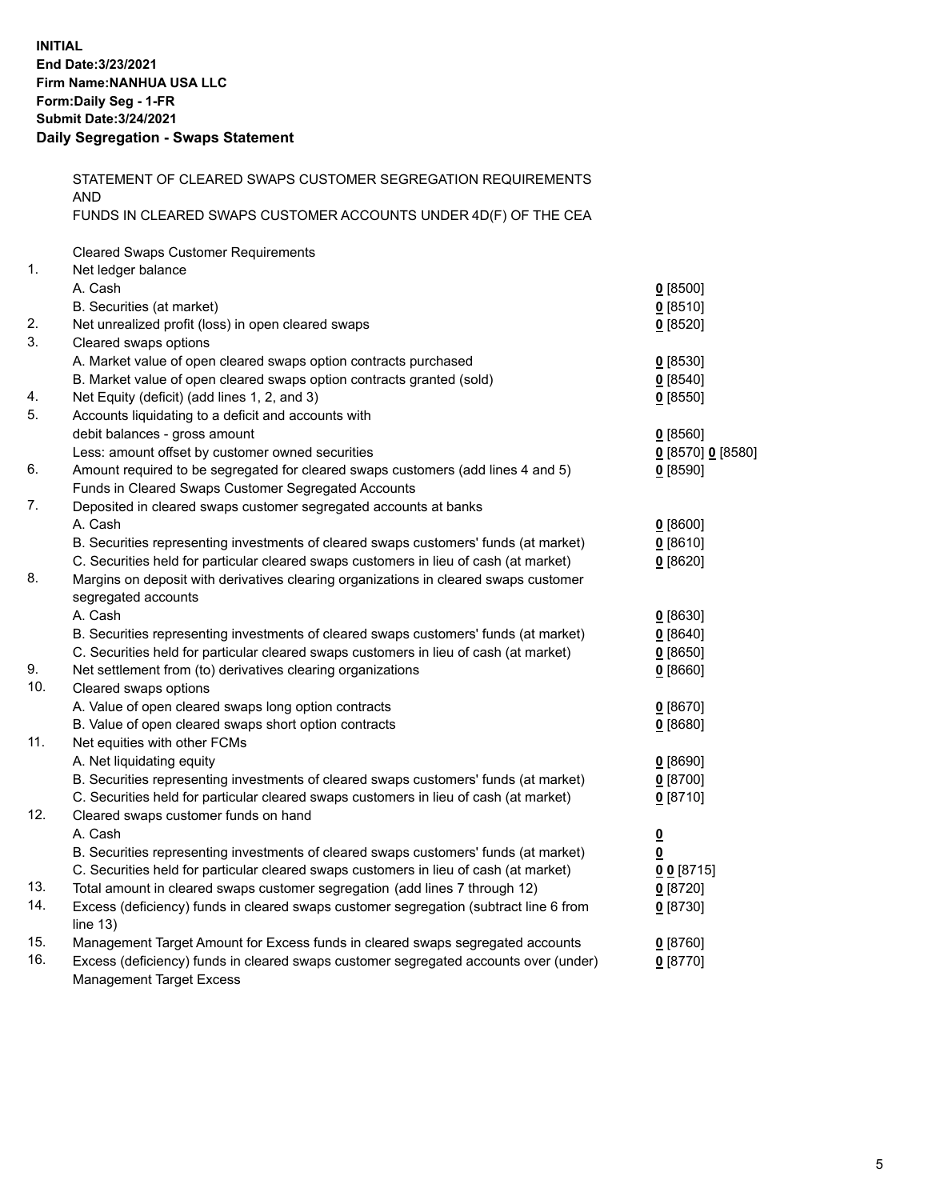**INITIAL**
**End Date:3/23/2021**
**Firm Name:NANHUA USA LLC**
**Form:Daily Seg - 1-FR**
**Submit Date:3/24/2021**
**Daily Segregation - Swaps Statement**

STATEMENT OF CLEARED SWAPS CUSTOMER SEGREGATION REQUIREMENTS
AND
FUNDS IN CLEARED SWAPS CUSTOMER ACCOUNTS UNDER 4D(F) OF THE CEA

| | | |
|---|---|---|
| | Cleared Swaps Customer Requirements | |
| 1. | Net ledger balance | |
| | A. Cash | 0 [8500] |
| | B. Securities (at market) | 0 [8510] |
| 2. | Net unrealized profit (loss) in open cleared swaps | 0 [8520] |
| 3. | Cleared swaps options | |
| | A. Market value of open cleared swaps option contracts purchased | 0 [8530] |
| | B. Market value of open cleared swaps option contracts granted (sold) | 0 [8540] |
| 4. | Net Equity (deficit) (add lines 1, 2, and 3) | 0 [8550] |
| 5. | Accounts liquidating to a deficit and accounts with | |
| | debit balances - gross amount | 0 [8560] |
| | Less: amount offset by customer owned securities | 0 [8570] 0 [8580] |
| 6. | Amount required to be segregated for cleared swaps customers (add lines 4 and 5) | 0 [8590] |
| | Funds in Cleared Swaps Customer Segregated Accounts | |
| 7. | Deposited in cleared swaps customer segregated accounts at banks | |
| | A. Cash | 0 [8600] |
| | B. Securities representing investments of cleared swaps customers' funds (at market) | 0 [8610] |
| | C. Securities held for particular cleared swaps customers in lieu of cash (at market) | 0 [8620] |
| 8. | Margins on deposit with derivatives clearing organizations in cleared swaps customer segregated accounts | |
| | A. Cash | 0 [8630] |
| | B. Securities representing investments of cleared swaps customers' funds (at market) | 0 [8640] |
| | C. Securities held for particular cleared swaps customers in lieu of cash (at market) | 0 [8650] |
| 9. | Net settlement from (to) derivatives clearing organizations | 0 [8660] |
| 10. | Cleared swaps options | |
| | A. Value of open cleared swaps long option contracts | 0 [8670] |
| | B. Value of open cleared swaps short option contracts | 0 [8680] |
| 11. | Net equities with other FCMs | |
| | A. Net liquidating equity | 0 [8690] |
| | B. Securities representing investments of cleared swaps customers' funds (at market) | 0 [8700] |
| | C. Securities held for particular cleared swaps customers in lieu of cash (at market) | 0 [8710] |
| 12. | Cleared swaps customer funds on hand | |
| | A. Cash | 0 |
| | B. Securities representing investments of cleared swaps customers' funds (at market) | 0 |
| | C. Securities held for particular cleared swaps customers in lieu of cash (at market) | 0 0 [8715] |
| 13. | Total amount in cleared swaps customer segregation (add lines 7 through 12) | 0 [8720] |
| 14. | Excess (deficiency) funds in cleared swaps customer segregation (subtract line 6 from line 13) | 0 [8730] |
| 15. | Management Target Amount for Excess funds in cleared swaps segregated accounts | 0 [8760] |
| 16. | Excess (deficiency) funds in cleared swaps customer segregated accounts over (under) Management Target Excess | 0 [8770] |